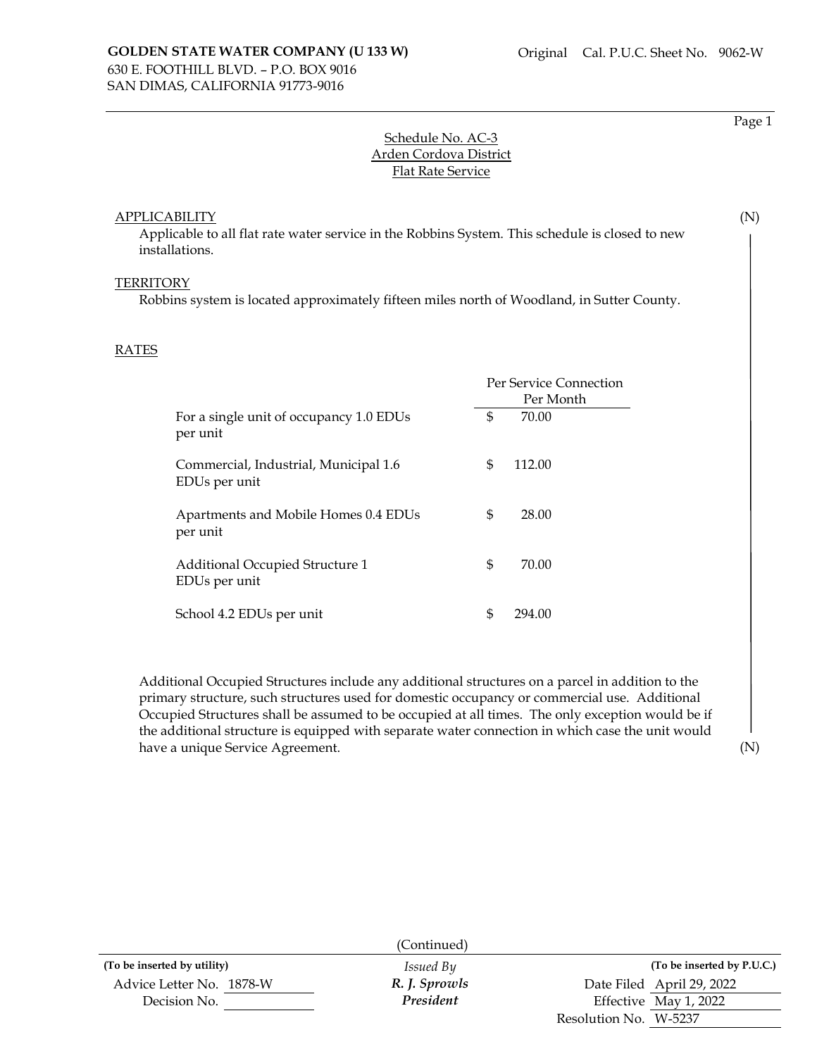**GOLDEN STATE WATER COMPANY (U 133 W)**
630 E. FOOTHILL BLVD. – P.O. BOX 9016
SAN DIMAS, CALIFORNIA 91773-9016

Original Cal. P.U.C. Sheet No. 9062-W

Schedule No. AC-3
Arden Cordova District
Flat Rate Service

APPLICABILITY (N)

Applicable to all flat rate water service in the Robbins System. This schedule is closed to new installations.

TERRITORY

Robbins system is located approximately fifteen miles north of Woodland, in Sutter County.

RATES

| | Per Service Connection Per Month |
|---|---|
| For a single unit of occupancy 1.0 EDUs per unit | $ 70.00 |
| Commercial, Industrial, Municipal 1.6 EDUs per unit | $ 112.00 |
| Apartments and Mobile Homes 0.4 EDUs per unit | $ 28.00 |
| Additional Occupied Structure 1 EDUs per unit | $ 70.00 |
| School 4.2 EDUs per unit | $ 294.00 |

Additional Occupied Structures include any additional structures on a parcel in addition to the primary structure, such structures used for domestic occupancy or commercial use. Additional Occupied Structures shall be assumed to be occupied at all times. The only exception would be if the additional structure is equipped with separate water connection in which case the unit would have a unique Service Agreement. (N)

(Continued)

| (To be inserted by utility) | Issued By | (To be inserted by P.U.C.) |
|---|---|---|
| Advice Letter No. 1878-W | *R. J. Sprowls* | Date Filed April 29, 2022 |
| Decision No. | *President* | Effective May 1, 2022 |
| | | Resolution No. W-5237 |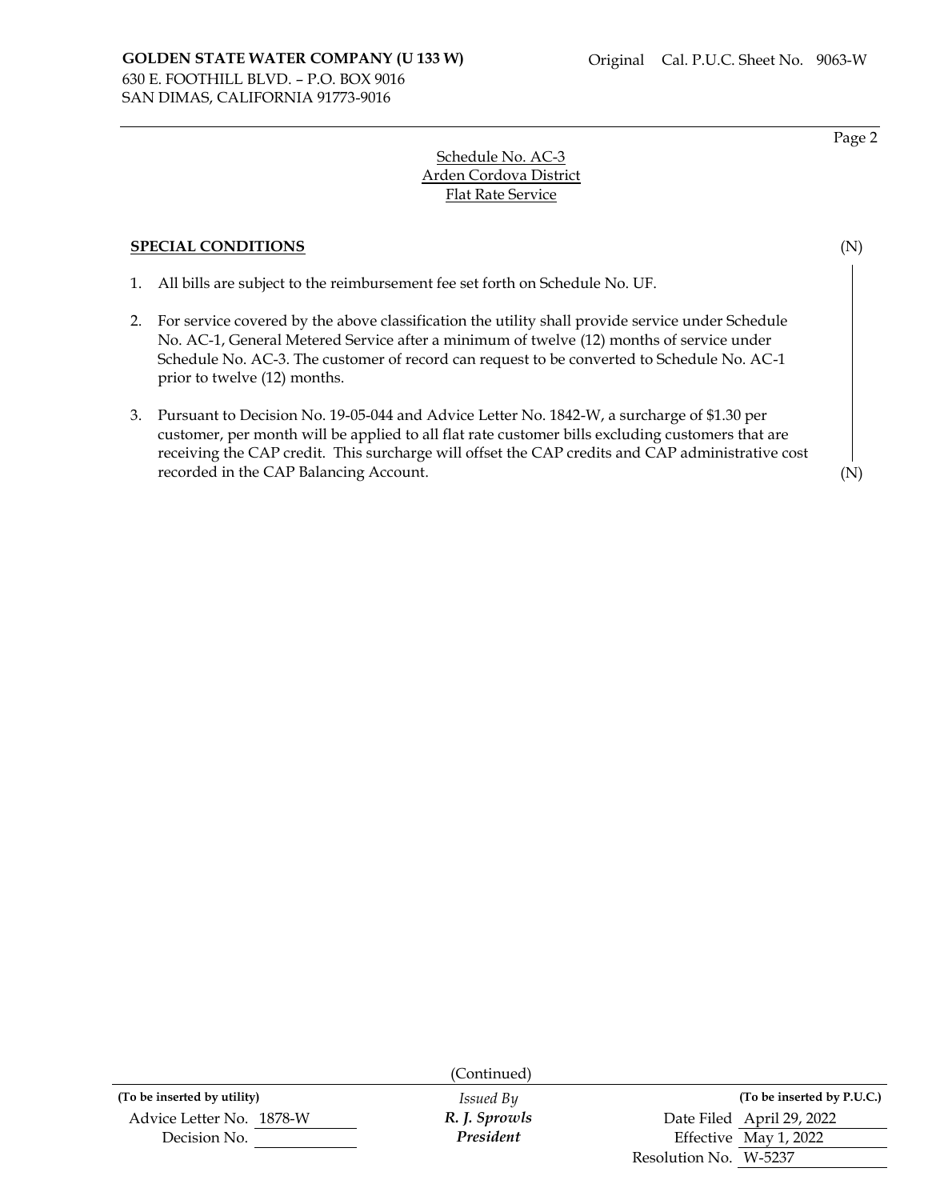**GOLDEN STATE WATER COMPANY (U 133 W)**
630 E. FOOTHILL BLVD. – P.O. BOX 9016
SAN DIMAS, CALIFORNIA 91773-9016

Original Cal. P.U.C. Sheet No. 9063-W

Schedule No. AC-3
Arden Cordova District
Flat Rate Service

**SPECIAL CONDITIONS** (N)

1. All bills are subject to the reimbursement fee set forth on Schedule No. UF.

2. For service covered by the above classification the utility shall provide service under Schedule No. AC-1, General Metered Service after a minimum of twelve (12) months of service under Schedule No. AC-3. The customer of record can request to be converted to Schedule No. AC-1 prior to twelve (12) months.

3. Pursuant to Decision No. 19-05-044 and Advice Letter No. 1842-W, a surcharge of $1.30 per customer, per month will be applied to all flat rate customer bills excluding customers that are receiving the CAP credit. This surcharge will offset the CAP credits and CAP administrative cost recorded in the CAP Balancing Account. (N)

(Continued)

| (To be inserted by utility) | Issued By | (To be inserted by P.U.C.) |
|---|---|---|
| Advice Letter No. 1878-W | *R. J. Sprowls* | Date Filed April 29, 2022 |
| Decision No. | *President* | Effective May 1, 2022 |
| | | Resolution No. W-5237 |